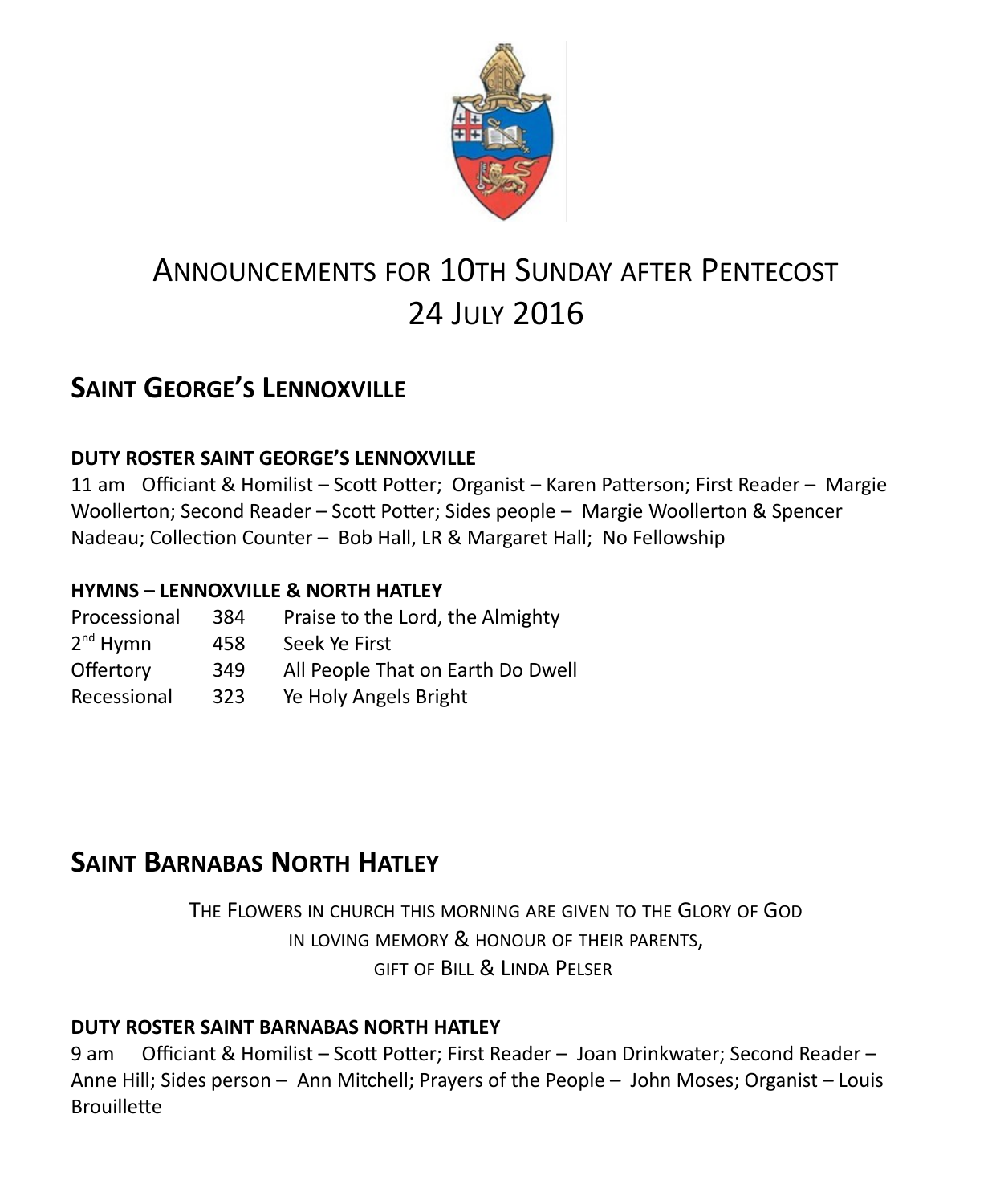# ANNOUNCEMENTS FOR 10TH SUNDAY AFTER PENTECOST
# 24 JULY 2016

## SAINT GEORGE'S LENNOXVILLE

**DUTY ROSTER SAINT GEORGE'S LENNOXVILLE**

11 am Officiant & Homilist – Scott Potter; Organist – Karen Patterson; First Reader – Margie Woollerton; Second Reader – Scott Potter; Sides people – Margie Woollerton & Spencer Nadeau; Collection Counter – Bob Hall, LR & Margaret Hall; No Fellowship

**HYMNS – LENNOXVILLE & NORTH HATLEY**

| | | |
|---|---|---|
| Processional | 384 | Praise to the Lord, the Almighty |
| 2nd Hymn | 458 | Seek Ye First |
| Offertory | 349 | All People That on Earth Do Dwell |
| Recessional | 323 | Ye Holy Angels Bright |

## SAINT BARNABAS NORTH HATLEY

THE FLOWERS IN CHURCH THIS MORNING ARE GIVEN TO THE GLORY OF GOD
IN LOVING MEMORY & HONOUR OF THEIR PARENTS,
GIFT OF BILL & LINDA PELSER

**DUTY ROSTER SAINT BARNABAS NORTH HATLEY**

9 am Officiant & Homilist – Scott Potter; First Reader – Joan Drinkwater; Second Reader – Anne Hill; Sides person – Ann Mitchell; Prayers of the People – John Moses; Organist – Louis Brouillette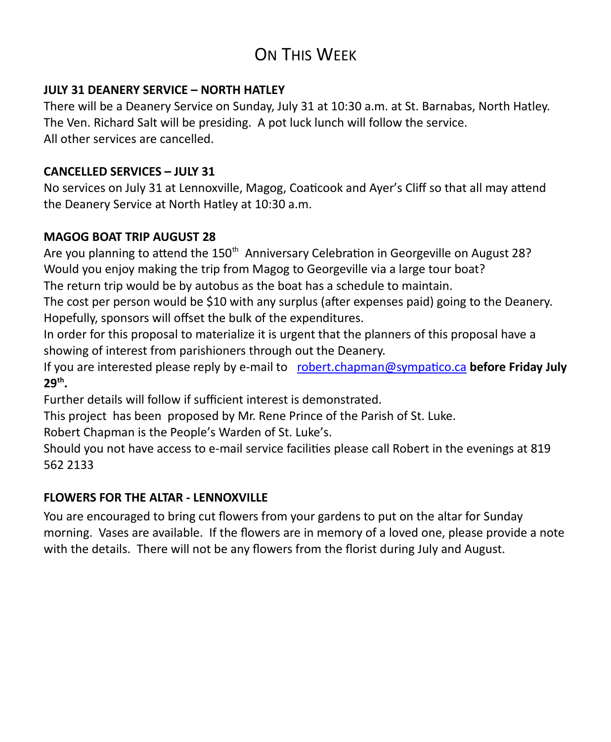# On This Week

**JULY 31 DEANERY SERVICE – NORTH HATLEY**

There will be a Deanery Service on Sunday, July 31 at 10:30 a.m. at St. Barnabas, North Hatley. The Ven. Richard Salt will be presiding. A pot luck lunch will follow the service.
All other services are cancelled.

**CANCELLED SERVICES – JULY 31**

No services on July 31 at Lennoxville, Magog, Coaticook and Ayer's Cliff so that all may attend the Deanery Service at North Hatley at 10:30 a.m.

**MAGOG BOAT TRIP AUGUST 28**

Are you planning to attend the 150th Anniversary Celebration in Georgeville on August 28?
Would you enjoy making the trip from Magog to Georgeville via a large tour boat?
The return trip would be by autobus as the boat has a schedule to maintain.
The cost per person would be $10 with any surplus (after expenses paid) going to the Deanery.
Hopefully, sponsors will offset the bulk of the expenditures.
In order for this proposal to materialize it is urgent that the planners of this proposal have a showing of interest from parishioners through out the Deanery.
If you are interested please reply by e-mail to robert.chapman@sympatico.ca **before Friday July 29th.**
Further details will follow if sufficient interest is demonstrated.
This project has been proposed by Mr. Rene Prince of the Parish of St. Luke.
Robert Chapman is the People's Warden of St. Luke's.
Should you not have access to e-mail service facilities please call Robert in the evenings at 819 562 2133

**FLOWERS FOR THE ALTAR - LENNOXVILLE**

You are encouraged to bring cut flowers from your gardens to put on the altar for Sunday morning. Vases are available. If the flowers are in memory of a loved one, please provide a note with the details. There will not be any flowers from the florist during July and August.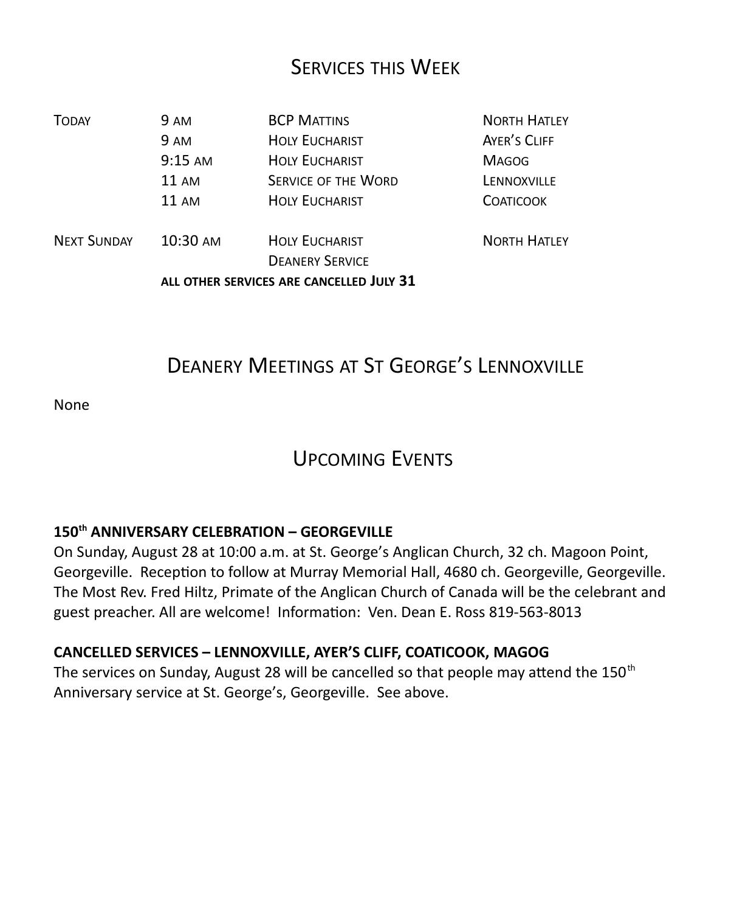## Services this Week

| | | | |
|---|---|---|---|
| Today | 9 am | BCP Mattins | North Hatley |
| | 9 am | Holy Eucharist | Ayer's Cliff |
| | 9:15 am | Holy Eucharist | Magog |
| | 11 am | Service of the Word | Lennoxville |
| | 11 am | Holy Eucharist | Coaticook |
| Next Sunday | 10:30 am | Holy Eucharist<br>Deanery Service | North Hatley |

**ALL OTHER SERVICES ARE CANCELLED JULY 31**

## Deanery Meetings at St George's Lennoxville

None

## Upcoming Events

**150th ANNIVERSARY CELEBRATION – GEORGEVILLE**

On Sunday, August 28 at 10:00 a.m. at St. George's Anglican Church, 32 ch. Magoon Point, Georgeville. Reception to follow at Murray Memorial Hall, 4680 ch. Georgeville, Georgeville. The Most Rev. Fred Hiltz, Primate of the Anglican Church of Canada will be the celebrant and guest preacher. All are welcome! Information: Ven. Dean E. Ross 819-563-8013

**CANCELLED SERVICES – LENNOXVILLE, AYER'S CLIFF, COATICOOK, MAGOG**

The services on Sunday, August 28 will be cancelled so that people may attend the 150th Anniversary service at St. George's, Georgeville. See above.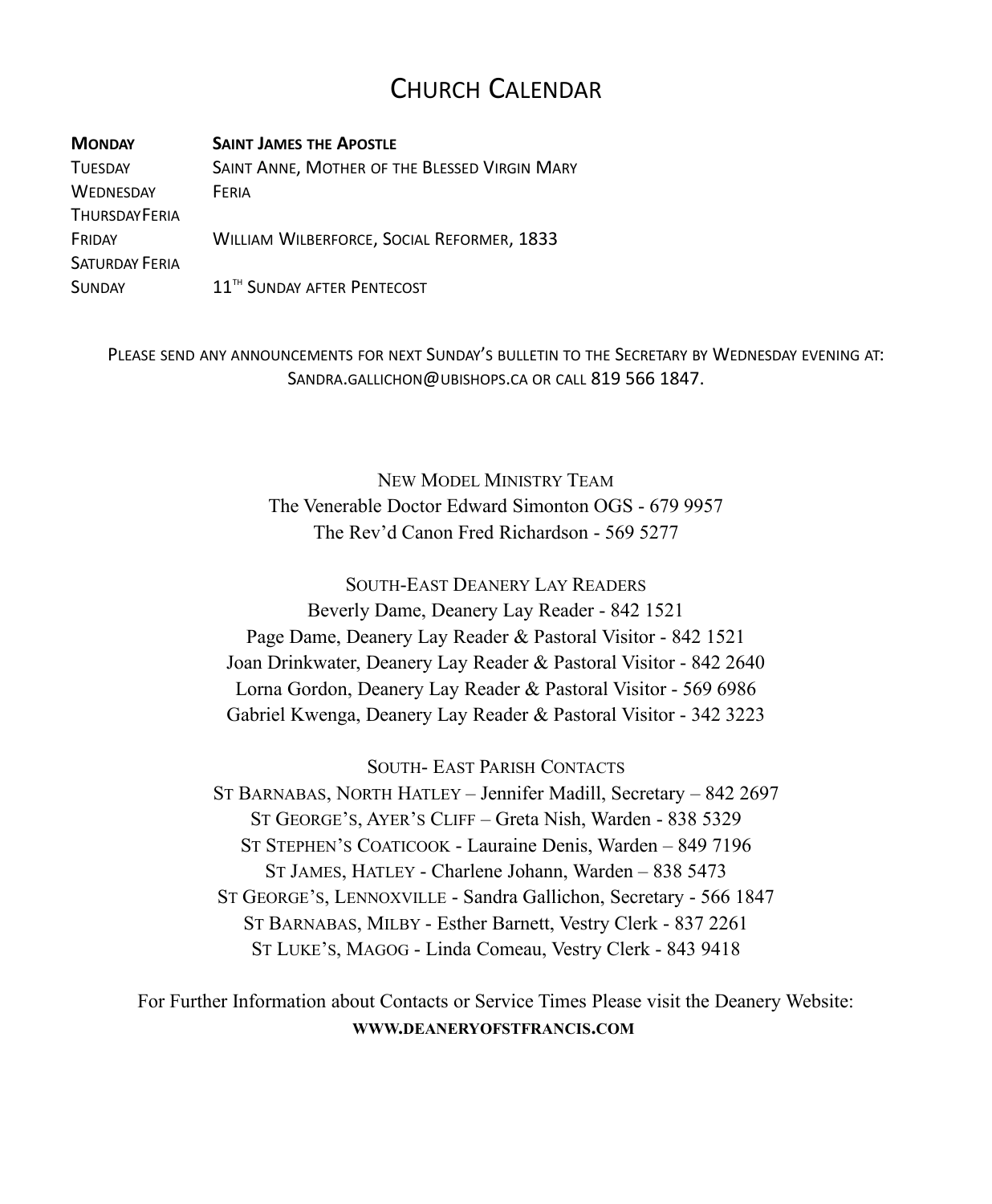# Church Calendar

| | |
|---|---|
| **Monday** | **Saint James the Apostle** |
| Tuesday | Saint Anne, Mother of the Blessed Virgin Mary |
| Wednesday | Feria |
| Thursday | Feria |
| Friday | William Wilberforce, Social Reformer, 1833 |
| Saturday | Feria |
| Sunday | 11th Sunday after Pentecost |

PLEASE SEND ANY ANNOUNCEMENTS FOR NEXT SUNDAY'S BULLETIN TO THE SECRETARY BY WEDNESDAY EVENING AT: SANDRA.GALLICHON@UBISHOPS.CA OR CALL 819 566 1847.

NEW MODEL MINISTRY TEAM

The Venerable Doctor Edward Simonton OGS - 679 9957

The Rev'd Canon Fred Richardson - 569 5277

SOUTH-EAST DEANERY LAY READERS

Beverly Dame, Deanery Lay Reader - 842 1521

Page Dame, Deanery Lay Reader & Pastoral Visitor - 842 1521

Joan Drinkwater, Deanery Lay Reader & Pastoral Visitor - 842 2640

Lorna Gordon, Deanery Lay Reader & Pastoral Visitor - 569 6986

Gabriel Kwenga, Deanery Lay Reader & Pastoral Visitor - 342 3223

SOUTH- EAST PARISH CONTACTS

ST BARNABAS, NORTH HATLEY – Jennifer Madill, Secretary – 842 2697

ST GEORGE'S, AYER'S CLIFF – Greta Nish, Warden - 838 5329

ST STEPHEN'S COATICOOK - Lauraine Denis, Warden – 849 7196

ST JAMES, HATLEY - Charlene Johann, Warden – 838 5473

ST GEORGE'S, LENNOXVILLE - Sandra Gallichon, Secretary - 566 1847

ST BARNABAS, MILBY - Esther Barnett, Vestry Clerk - 837 2261

ST LUKE'S, MAGOG - Linda Comeau, Vestry Clerk - 843 9418

For Further Information about Contacts or Service Times Please visit the Deanery Website:

**WWW.DEANERYOFSTFRANCIS.COM**